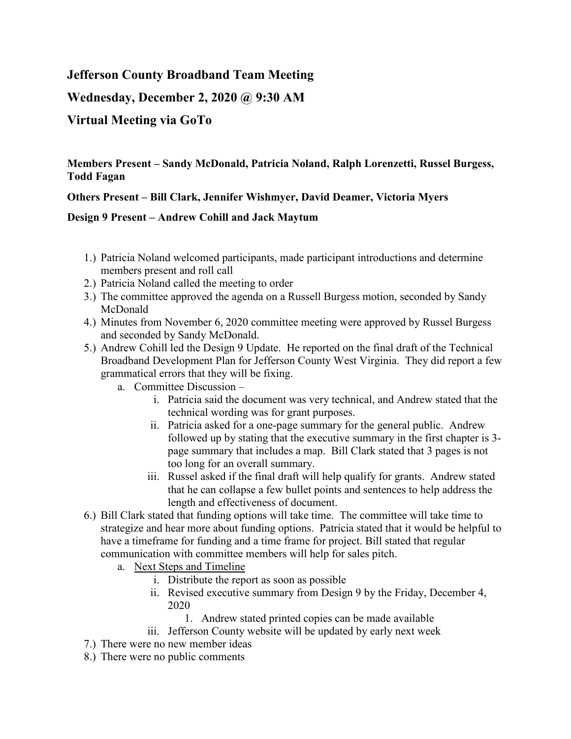## Jefferson County Broadband Team Meeting

## Wednesday, December 2, 2020 @ 9:30 AM

## Virtual Meeting via GoTo

**Members Present – Sandy McDonald, Patricia Noland, Ralph Lorenzetti, Russel Burgess, Todd Fagan**

**Others Present – Bill Clark, Jennifer Wishmyer, David Deamer, Victoria Myers**

**Design 9 Present – Andrew Cohill and Jack Maytum**

1.) Patricia Noland welcomed participants, made participant introductions and determine members present and roll call

2.) Patricia Noland called the meeting to order

3.) The committee approved the agenda on a Russell Burgess motion, seconded by Sandy McDonald

4.) Minutes from November 6, 2020 committee meeting were approved by Russel Burgess and seconded by Sandy McDonald.

5.) Andrew Cohill led the Design 9 Update. He reported on the final draft of the Technical Broadband Development Plan for Jefferson County West Virginia. They did report a few grammatical errors that they will be fixing.

   a. Committee Discussion –

      i. Patricia said the document was very technical, and Andrew stated that the technical wording was for grant purposes.

      ii. Patricia asked for a one-page summary for the general public. Andrew followed up by stating that the executive summary in the first chapter is 3-page summary that includes a map. Bill Clark stated that 3 pages is not too long for an overall summary.

      iii. Russel asked if the final draft will help qualify for grants. Andrew stated that he can collapse a few bullet points and sentences to help address the length and effectiveness of document.

6.) Bill Clark stated that funding options will take time. The committee will take time to strategize and hear more about funding options. Patricia stated that it would be helpful to have a timeframe for funding and a time frame for project. Bill stated that regular communication with committee members will help for sales pitch.

   a. <u>Next Steps and Timeline</u>

      i. Distribute the report as soon as possible

      ii. Revised executive summary from Design 9 by the Friday, December 4, 2020

         1. Andrew stated printed copies can be made available

      iii. Jefferson County website will be updated by early next week

7.) There were no new member ideas

8.) There were no public comments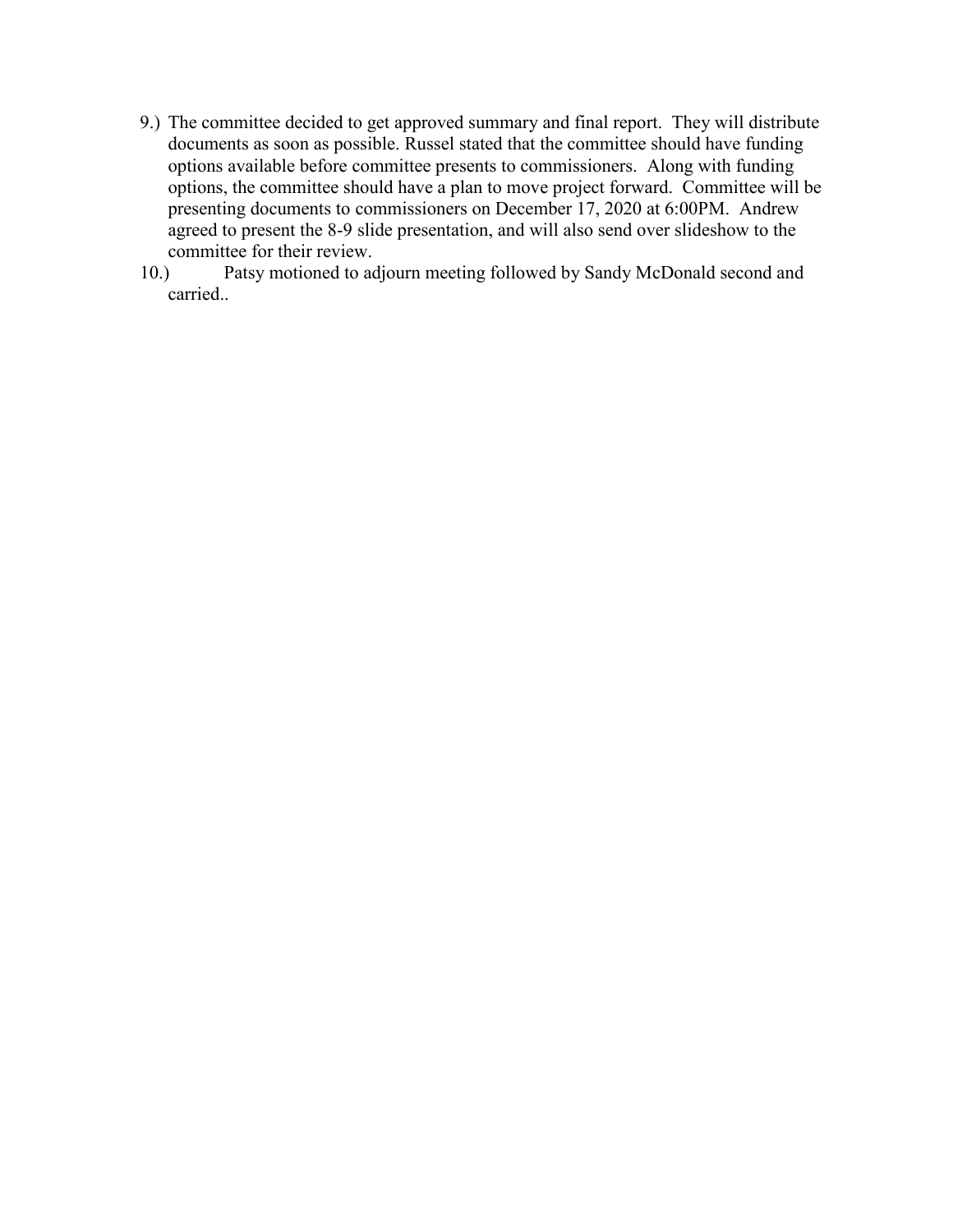9.) The committee decided to get approved summary and final report. They will distribute documents as soon as possible. Russel stated that the committee should have funding options available before committee presents to commissioners. Along with funding options, the committee should have a plan to move project forward. Committee will be presenting documents to commissioners on December 17, 2020 at 6:00PM. Andrew agreed to present the 8-9 slide presentation, and will also send over slideshow to the committee for their review.

10.) Patsy motioned to adjourn meeting followed by Sandy McDonald second and carried..